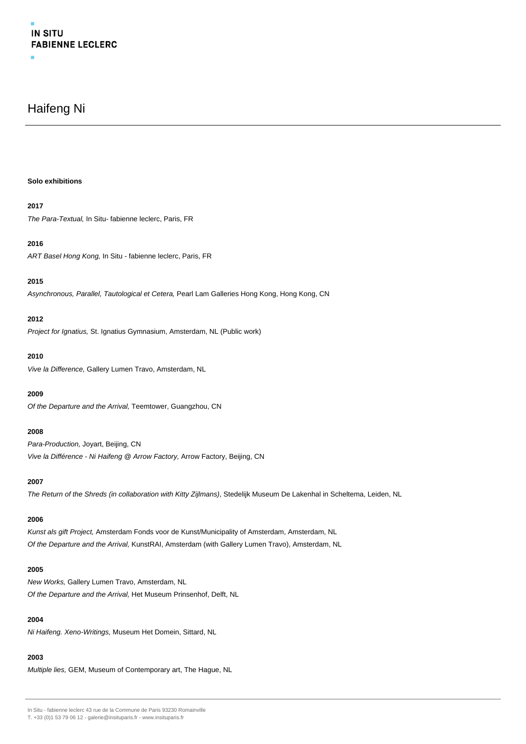# Haifeng Ni

**Solo exhibitions**

**2017**

*The Para-Textual,* In Situ- fabienne leclerc, Paris, FR

**2016**

*ART Basel Hong Kong,* In Situ - fabienne leclerc, Paris, FR

**2015**

*Asynchronous, Parallel, Tautological et Cetera,* Pearl Lam Galleries Hong Kong, Hong Kong, CN

**2012**

*Project for Ignatius,* St. Ignatius Gymnasium, Amsterdam, NL (Public work)

**2010**

*Vive la Difference,* Gallery Lumen Travo, Amsterdam, NL

**2009**

*Of the Departure and the Arrival,* Teemtower, Guangzhou, CN

**2008**

*Para-Production,* Joyart, Beijing, CN

*Vive la Différence - Ni Haifeng @ Arrow Factory,* Arrow Factory, Beijing, CN

**2007**

*The Return of the Shreds (in collaboration with Kitty Zijlmans)*, Stedelijk Museum De Lakenhal in Scheltema, Leiden, NL

**2006**

*Kunst als gift Project,* Amsterdam Fonds voor de Kunst/Municipality of Amsterdam, Amsterdam, NL

*Of the Departure and the Arrival,* KunstRAI, Amsterdam (with Gallery Lumen Travo), Amsterdam, NL

**2005**

*New Works,* Gallery Lumen Travo, Amsterdam, NL

*Of the Departure and the Arrival,* Het Museum Prinsenhof, Delft, NL

**2004**

*Ni Haifeng. Xeno-Writings,* Museum Het Domein, Sittard, NL

**2003**

*Multiple lies,* GEM, Museum of Contemporary art, The Hague, NL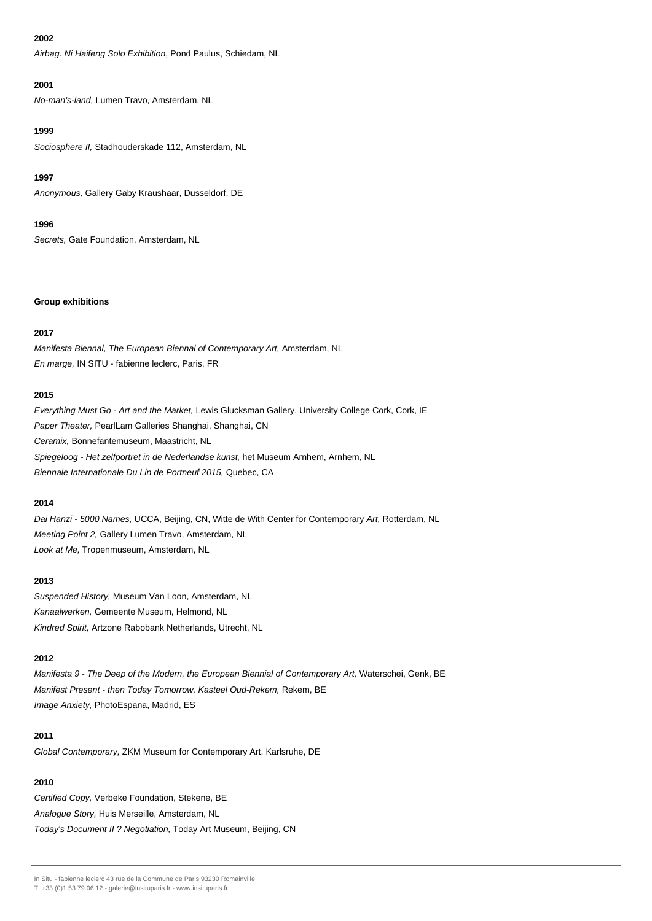**2002**

*Airbag. Ni Haifeng Solo Exhibition*, Pond Paulus, Schiedam, NL

**2001**

*No-man's-land,* Lumen Travo, Amsterdam, NL

**1999**

*Sociosphere II,* Stadhouderskade 112, Amsterdam, NL

**1997**

*Anonymous,* Gallery Gaby Kraushaar, Dusseldorf, DE

**1996**

*Secrets,* Gate Foundation, Amsterdam, NL

**Group exhibitions**

**2017**

*Manifesta Biennal, The European Biennal of Contemporary Art,* Amsterdam, NL
*En marge,* IN SITU - fabienne leclerc, Paris, FR

**2015**

*Everything Must Go - Art and the Market,* Lewis Glucksman Gallery, University College Cork, Cork, IE
*Paper Theater,* PearlLam Galleries Shanghai, Shanghai, CN
*Ceramix,* Bonnefantemuseum, Maastricht, NL
*Spiegeloog - Het zelfportret in de Nederlandse kunst,* het Museum Arnhem, Arnhem, NL
*Biennale Internationale Du Lin de Portneuf 2015,* Quebec, CA

**2014**

*Dai Hanzi - 5000 Names,* UCCA, Beijing, CN, Witte de With Center for Contemporary *Art,* Rotterdam, NL
*Meeting Point 2,* Gallery Lumen Travo, Amsterdam, NL
*Look at Me,* Tropenmuseum, Amsterdam, NL

**2013**

*Suspended History,* Museum Van Loon, Amsterdam, NL
*Kanaalwerken,* Gemeente Museum, Helmond, NL
*Kindred Spirit,* Artzone Rabobank Netherlands, Utrecht, NL

**2012**

*Manifesta 9 - The Deep of the Modern, the European Biennial of Contemporary Art,* Waterschei, Genk, BE
*Manifest Present - then Today Tomorrow, Kasteel Oud-Rekem,* Rekem, BE
*Image Anxiety,* PhotoEspana, Madrid, ES

**2011**

*Global Contemporary,* ZKM Museum for Contemporary Art, Karlsruhe, DE

**2010**

*Certified Copy,* Verbeke Foundation, Stekene, BE
*Analogue Story,* Huis Merseille, Amsterdam, NL
*Today's Document II ? Negotiation,* Today Art Museum, Beijing, CN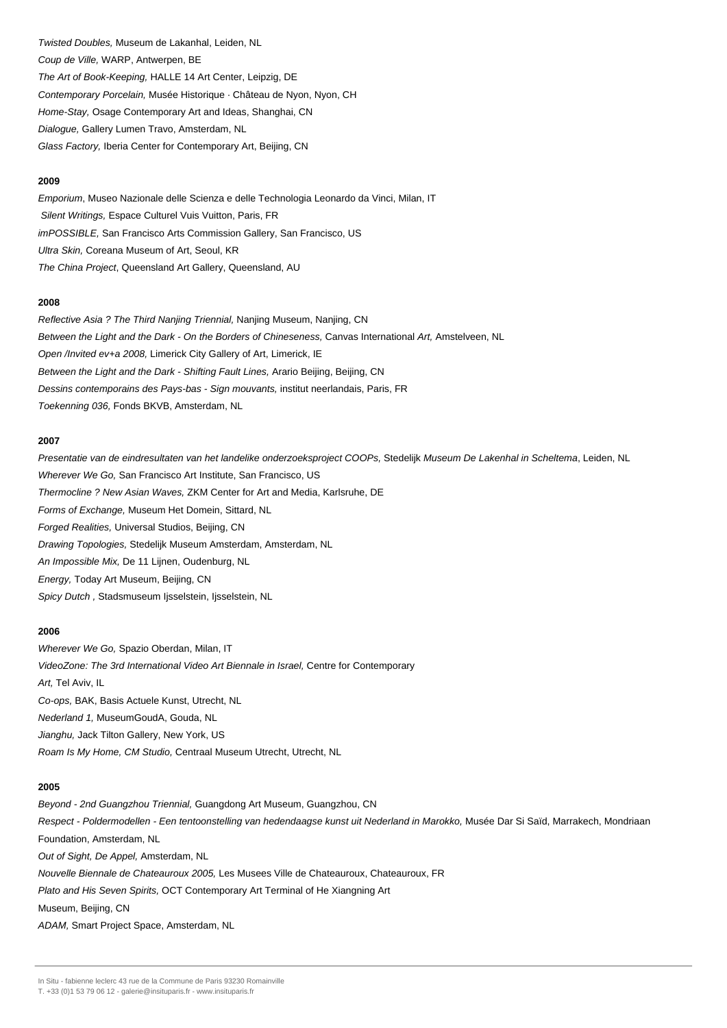*Twisted Doubles,* Museum de Lakanhal, Leiden, NL
*Coup de Ville,* WARP, Antwerpen, BE
*The Art of Book-Keeping,* HALLE 14 Art Center, Leipzig, DE
*Contemporary Porcelain,* Musée Historique · Château de Nyon, Nyon, CH
*Home-Stay,* Osage Contemporary Art and Ideas, Shanghai, CN
*Dialogue,* Gallery Lumen Travo, Amsterdam, NL
*Glass Factory,* Iberia Center for Contemporary Art, Beijing, CN

**2009**

*Emporium*, Museo Nazionale delle Scienza e delle Technologia Leonardo da Vinci, Milan, IT
*Silent Writings,* Espace Culturel Vuis Vuitton, Paris, FR
*imPOSSIBLE,* San Francisco Arts Commission Gallery, San Francisco, US
*Ultra Skin,* Coreana Museum of Art, Seoul, KR
*The China Project*, Queensland Art Gallery, Queensland, AU

**2008**

*Reflective Asia ? The Third Nanjing Triennial,* Nanjing Museum, Nanjing, CN
*Between the Light and the Dark - On the Borders of Chineseness,* Canvas International *Art,* Amstelveen, NL
*Open /Invited ev+a 2008,* Limerick City Gallery of Art, Limerick, IE
*Between the Light and the Dark - Shifting Fault Lines,* Arario Beijing, Beijing, CN
*Dessins contemporains des Pays-bas - Sign mouvants,* institut neerlandais, Paris, FR
*Toekenning 036,* Fonds BKVB, Amsterdam, NL

**2007**

*Presentatie van de eindresultaten van het landelike onderzoeksproject COOPs,* Stedelijk *Museum De Lakenhal in Scheltema*, Leiden, NL
*Wherever We Go,* San Francisco Art Institute, San Francisco, US
*Thermocline ? New Asian Waves,* ZKM Center for Art and Media, Karlsruhe, DE
*Forms of Exchange,* Museum Het Domein, Sittard, NL
*Forged Realities,* Universal Studios, Beijing, CN
*Drawing Topologies,* Stedelijk Museum Amsterdam, Amsterdam, NL
*An Impossible Mix,* De 11 Lijnen, Oudenburg, NL
*Energy,* Today Art Museum, Beijing, CN
*Spicy Dutch ,* Stadsmuseum Ijsselstein, Ijsselstein, NL

**2006**

*Wherever We Go,* Spazio Oberdan, Milan, IT
*VideoZone: The 3rd International Video Art Biennale in Israel,* Centre for Contemporary *Art,* Tel Aviv, IL
*Co-ops,* BAK, Basis Actuele Kunst, Utrecht, NL
*Nederland 1,* MuseumGoudA, Gouda, NL
*Jianghu,* Jack Tilton Gallery, New York, US
*Roam Is My Home, CM Studio,* Centraal Museum Utrecht, Utrecht, NL

**2005**

*Beyond - 2nd Guangzhou Triennial,* Guangdong Art Museum, Guangzhou, CN
*Respect - Poldermodellen - Een tentoonstelling van hedendaagse kunst uit Nederland in Marokko,* Musée Dar Si Saïd, Marrakech, Mondriaan Foundation, Amsterdam, NL
*Out of Sight, De Appel,* Amsterdam, NL
*Nouvelle Biennale de Chateauroux 2005,* Les Musees Ville de Chateauroux, Chateauroux, FR
*Plato and His Seven Spirits,* OCT Contemporary Art Terminal of He Xiangning Art Museum, Beijing, CN
*ADAM,* Smart Project Space, Amsterdam, NL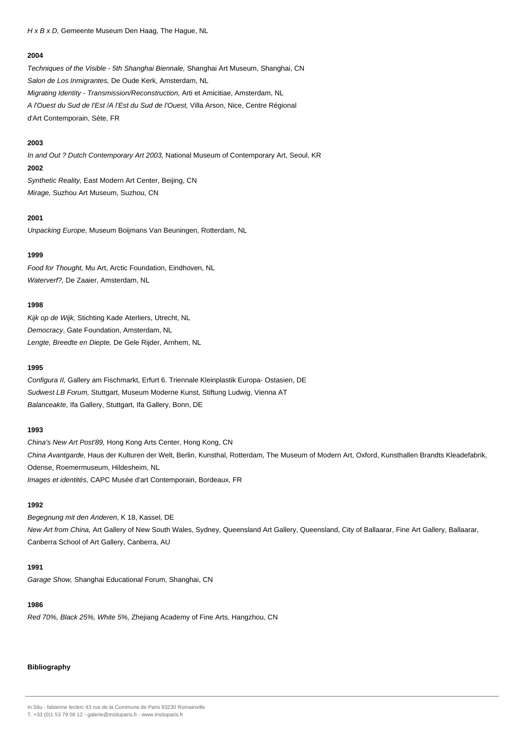*H x B x D,* Gemeente Museum Den Haag, The Hague, NL

**2004**

*Techniques of the Visible - 5th Shanghai Biennale,* Shanghai Art Museum, Shanghai, CN
*Salon de Los Inmigrantes,* De Oude Kerk, Amsterdam, NL
*Migrating Identity - Transmission/Reconstruction,* Arti et Amicitiae, Amsterdam, NL
*A l'Ouest du Sud de l'Est /A l'Est du Sud de l'Ouest,* Villa Arson, Nice, Centre Régional d'Art Contemporain, Sète, FR

**2003**

*In and Out ? Dutch Contemporary Art 2003,* National Museum of Contemporary Art, Seoul, KR

**2002**

*Synthetic Reality,* East Modern Art Center, Beijing, CN
*Mirage,* Suzhou Art Museum, Suzhou, CN

**2001**

*Unpacking Europe,* Museum Boijmans Van Beuningen, Rotterdam, NL

**1999**

*Food for Thought,* Mu Art, Arctic Foundation, Eindhoven, NL
*Waterverf?,* De Zaaier, Amsterdam, NL

**1998**

*Kijk op de Wijk,* Stichting Kade Aterliers, Utrecht, NL
*Democracy*, Gate Foundation, Amsterdam, NL
*Lengte, Breedte en Diepte,* De Gele Rijder, Arnhem, NL

**1995**

*Configura II,* Gallery am Fischmarkt, Erfurt 6. Triennale Kleinplastik Europa- Ostasien, DE
*Sudwest LB Forum,* Stuttgart, Museum Moderne Kunst, Stiftung Ludwig, Vienna AT
*Balanceakte,* Ifa Gallery, Stuttgart, Ifa Gallery, Bonn, DE

**1993**

*China's New Art Post'89,* Hong Kong Arts Center, Hong Kong, CN
*China Avantgarde,* Haus der Kulturen der Welt, Berlin, Kunsthal, Rotterdam, The Museum of Modern Art, Oxford, Kunsthallen Brandts Kleadefabrik, Odense, Roemermuseum, Hildesheim, NL
*Images et identités,* CAPC Musée d'art Contemporain, Bordeaux, FR

**1992**

*Begegnung mit den Anderen*, K 18, Kassel, DE
*New Art from China,* Art Gallery of New South Wales, Sydney, Queensland Art Gallery, Queensland, City of Ballaarar, Fine Art Gallery, Ballaarar, Canberra School of Art Gallery, Canberra, AU

**1991**

*Garage Show,* Shanghai Educational Forum, Shanghai, CN

**1986**

*Red 70%, Black 25%, White 5%,* Zhejiang Academy of Fine Arts, Hangzhou, CN

**Bibliography**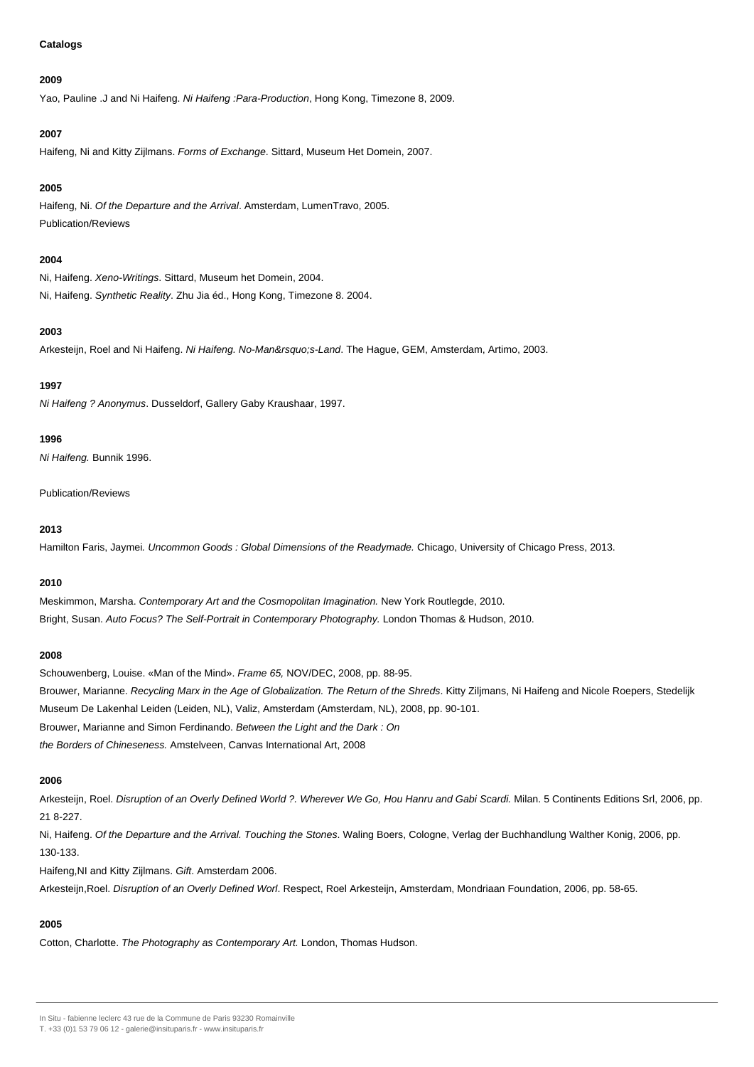**Catalogs**

**2009**

Yao, Pauline .J and Ni Haifeng. *Ni Haifeng :Para-Production*, Hong Kong, Timezone 8, 2009.

**2007**

Haifeng, Ni and Kitty Zijlmans. *Forms of Exchange*. Sittard, Museum Het Domein, 2007.

**2005**

Haifeng, Ni. *Of the Departure and the Arrival*. Amsterdam, LumenTravo, 2005.

Publication/Reviews

**2004**

Ni, Haifeng. *Xeno-Writings*. Sittard, Museum het Domein, 2004.

Ni, Haifeng. *Synthetic Reality*. Zhu Jia éd., Hong Kong, Timezone 8. 2004.

**2003**

Arkesteijn, Roel and Ni Haifeng. *Ni Haifeng. No-Man&rsquo;s-Land*. The Hague, GEM, Amsterdam, Artimo, 2003.

**1997**

*Ni Haifeng ? Anonymus*. Dusseldorf, Gallery Gaby Kraushaar, 1997.

**1996**

*Ni Haifeng.* Bunnik 1996.

Publication/Reviews

**2013**

Hamilton Faris, Jaymei*. Uncommon Goods : Global Dimensions of the Readymade.* Chicago, University of Chicago Press, 2013.

**2010**

Meskimmon, Marsha. *Contemporary Art and the Cosmopolitan Imagination.* New York Routlegde, 2010.

Bright, Susan. *Auto Focus? The Self-Portrait in Contemporary Photography.* London Thomas & Hudson, 2010.

**2008**

Schouwenberg, Louise. «Man of the Mind». *Frame 65,* NOV/DEC, 2008, pp. 88-95.

Brouwer, Marianne. *Recycling Marx in the Age of Globalization. The Return of the Shreds*. Kitty Ziljmans, Ni Haifeng and Nicole Roepers, Stedelijk Museum De Lakenhal Leiden (Leiden, NL), Valiz, Amsterdam (Amsterdam, NL), 2008, pp. 90-101.

Brouwer, Marianne and Simon Ferdinando. *Between the Light and the Dark : On the Borders of Chineseness.* Amstelveen, Canvas International Art, 2008

**2006**

Arkesteijn, Roel. *Disruption of an Overly Defined World ?. Wherever We Go, Hou Hanru and Gabi Scardi.* Milan. 5 Continents Editions Srl, 2006, pp. 21 8-227.

Ni, Haifeng. *Of the Departure and the Arrival. Touching the Stones*. Waling Boers, Cologne, Verlag der Buchhandlung Walther Konig, 2006, pp. 130-133.

Haifeng,NI and Kitty Zijlmans. *Gift*. Amsterdam 2006.

Arkesteijn,Roel. *Disruption of an Overly Defined Worl*. Respect, Roel Arkesteijn, Amsterdam, Mondriaan Foundation, 2006, pp. 58-65.

**2005**

Cotton, Charlotte. *The Photography as Contemporary Art.* London, Thomas Hudson.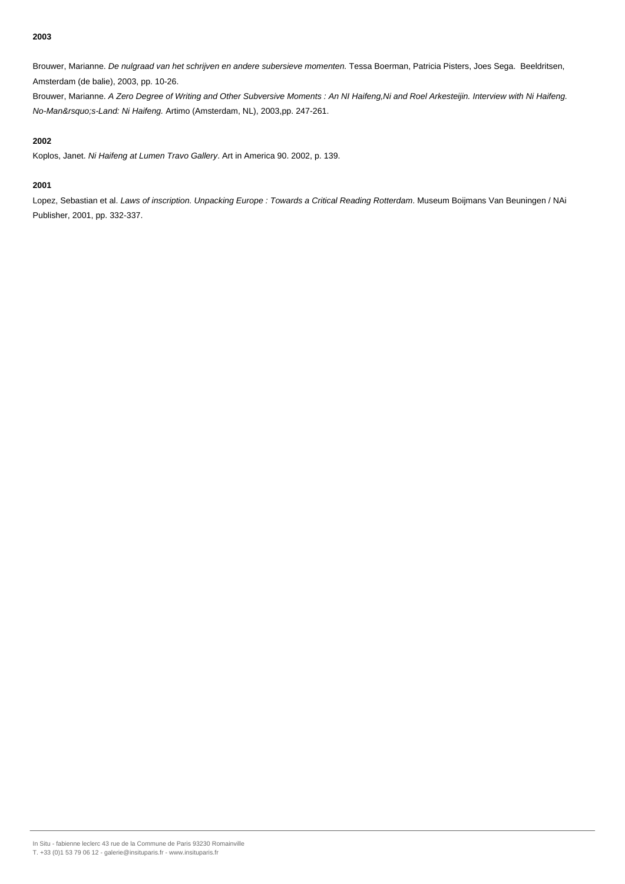**2003**

Brouwer, Marianne. *De nulgraad van het schrijven en andere subersieve momenten.* Tessa Boerman, Patricia Pisters, Joes Sega. Beeldritsen, Amsterdam (de balie), 2003, pp. 10-26.

Brouwer, Marianne. *A Zero Degree of Writing and Other Subversive Moments : An NI Haifeng,Ni and Roel Arkesteijin. Interview with Ni Haifeng. No-Man&rsquo;s-Land: Ni Haifeng.* Artimo (Amsterdam, NL), 2003,pp. 247-261.

**2002**

Koplos, Janet. *Ni Haifeng at Lumen Travo Gallery*. Art in America 90. 2002, p. 139.

**2001**

Lopez, Sebastian et al. *Laws of inscription. Unpacking Europe : Towards a Critical Reading Rotterdam*. Museum Boijmans Van Beuningen / NAi Publisher, 2001, pp. 332-337.